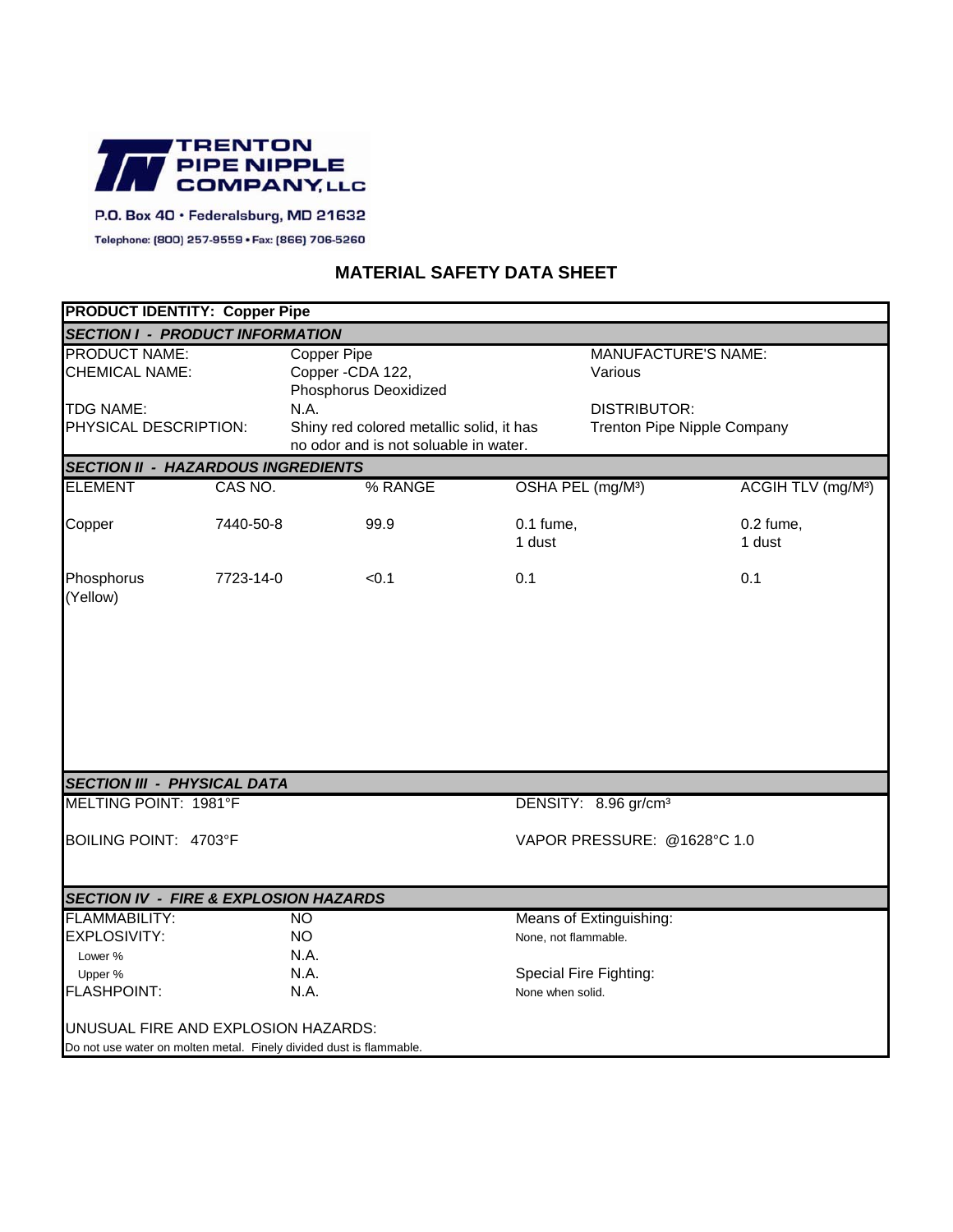**TRENTON PIPE NIPPLE COMPANY, LLC**

P.O. Box 40 • Federalsburg, MD 21632

Telephone: (800) 257-9559 • Fax: (866) 706-5260

# MATERIAL SAFETY DATA SHEET

**PRODUCT IDENTITY: Copper Pipe**

### *SECTION I - PRODUCT INFORMATION*

| | | | |
|---|---|---|---|
| PRODUCT NAME: | Copper Pipe | MANUFACTURE'S NAME: | |
| CHEMICAL NAME: | Copper -CDA 122, Phosphorus Deoxidized | Various | |
| TDG NAME: | N.A. | DISTRIBUTOR: | |
| PHYSICAL DESCRIPTION: | Shiny red colored metallic solid, it has no odor and is not soluable in water. | Trenton Pipe Nipple Company | |

### *SECTION II - HAZARDOUS INGREDIENTS*

| ELEMENT | CAS NO. | % RANGE | OSHA PEL (mg/M³) | ACGIH TLV (mg/M³) |
|---|---|---|---|---|
| Copper | 7440-50-8 | 99.9 | 0.1 fume, 1 dust | 0.2 fume, 1 dust |
| Phosphorus (Yellow) | 7723-14-0 | <0.1 | 0.1 | 0.1 |

### *SECTION III - PHYSICAL DATA*

| | |
|---|---|
| MELTING POINT: 1981°F | DENSITY: 8.96 gr/cm³ |
| BOILING POINT: 4703°F | VAPOR PRESSURE: @1628°C 1.0 |

### *SECTION IV - FIRE & EXPLOSION HAZARDS*

| | | |
|---|---|---|
| FLAMMABILITY: | NO | Means of Extinguishing: |
| EXPLOSIVITY: | NO | None, not flammable. |
| Lower % | N.A. | |
| Upper % | N.A. | Special Fire Fighting: |
| FLASHPOINT: | N.A. | None when solid. |

UNUSUAL FIRE AND EXPLOSION HAZARDS:

Do not use water on molten metal. Finely divided dust is flammable.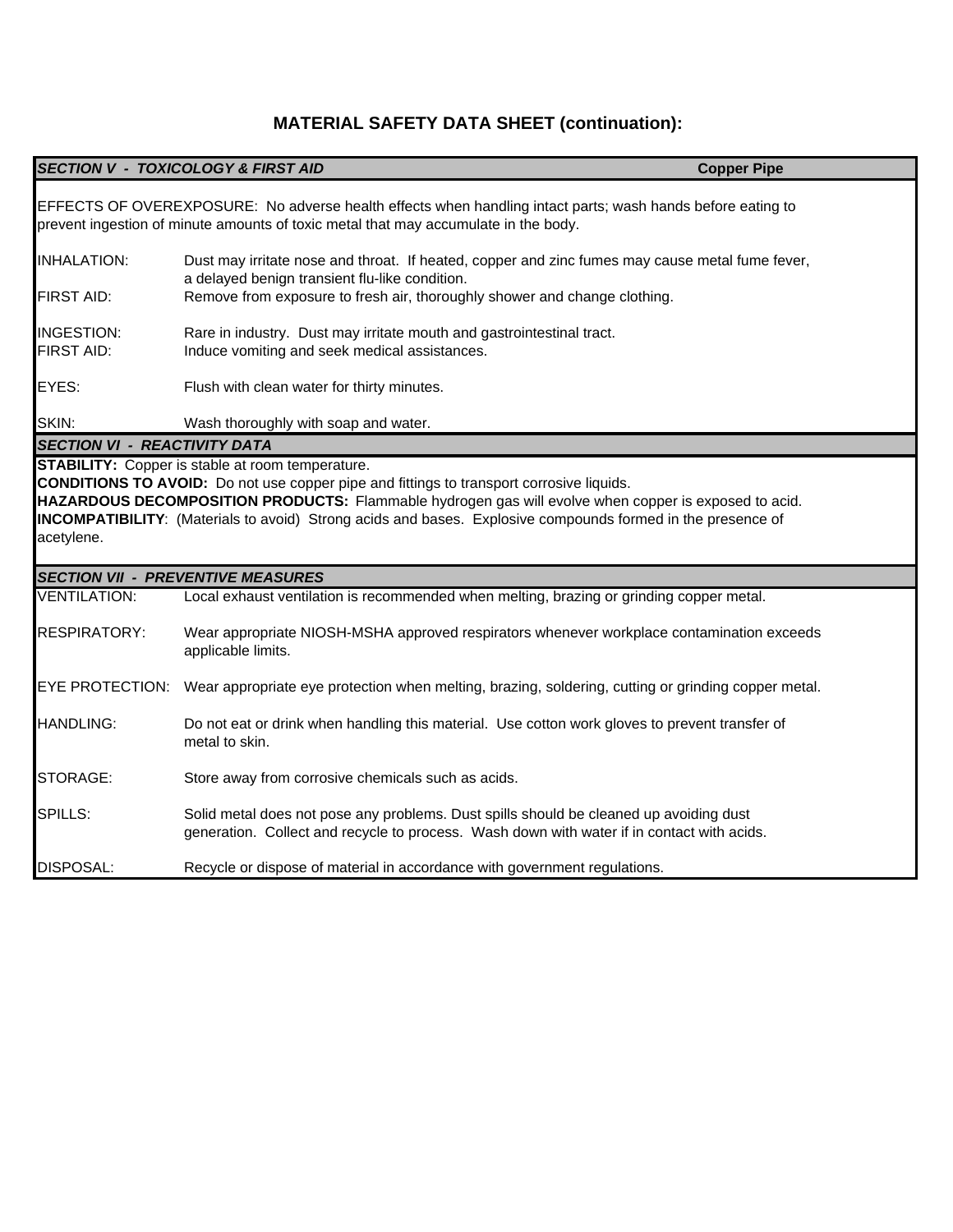# MATERIAL SAFETY DATA SHEET (continuation):

## *SECTION V - TOXICOLOGY & FIRST AID* — **Copper Pipe**

EFFECTS OF OVEREXPOSURE: No adverse health effects when handling intact parts; wash hands before eating to prevent ingestion of minute amounts of toxic metal that may accumulate in the body.

| | |
|---|---|
| INHALATION: | Dust may irritate nose and throat. If heated, copper and zinc fumes may cause metal fume fever, a delayed benign transient flu-like condition. |
| FIRST AID: | Remove from exposure to fresh air, thoroughly shower and change clothing. |
| INGESTION: | Rare in industry. Dust may irritate mouth and gastrointestinal tract. |
| FIRST AID: | Induce vomiting and seek medical assistances. |
| EYES: | Flush with clean water for thirty minutes. |
| SKIN: | Wash thoroughly with soap and water. |

## *SECTION VI - REACTIVITY DATA*

**STABILITY:** Copper is stable at room temperature.
**CONDITIONS TO AVOID:** Do not use copper pipe and fittings to transport corrosive liquids.
**HAZARDOUS DECOMPOSITION PRODUCTS:** Flammable hydrogen gas will evolve when copper is exposed to acid.
**INCOMPATIBILITY**: (Materials to avoid) Strong acids and bases. Explosive compounds formed in the presence of acetylene.

## *SECTION VII - PREVENTIVE MEASURES*

| | |
|---|---|
| VENTILATION: | Local exhaust ventilation is recommended when melting, brazing or grinding copper metal. |
| RESPIRATORY: | Wear appropriate NIOSH-MSHA approved respirators whenever workplace contamination exceeds applicable limits. |
| EYE PROTECTION: | Wear appropriate eye protection when melting, brazing, soldering, cutting or grinding copper metal. |
| HANDLING: | Do not eat or drink when handling this material. Use cotton work gloves to prevent transfer of metal to skin. |
| STORAGE: | Store away from corrosive chemicals such as acids. |
| SPILLS: | Solid metal does not pose any problems. Dust spills should be cleaned up avoiding dust generation. Collect and recycle to process. Wash down with water if in contact with acids. |
| DISPOSAL: | Recycle or dispose of material in accordance with government regulations. |